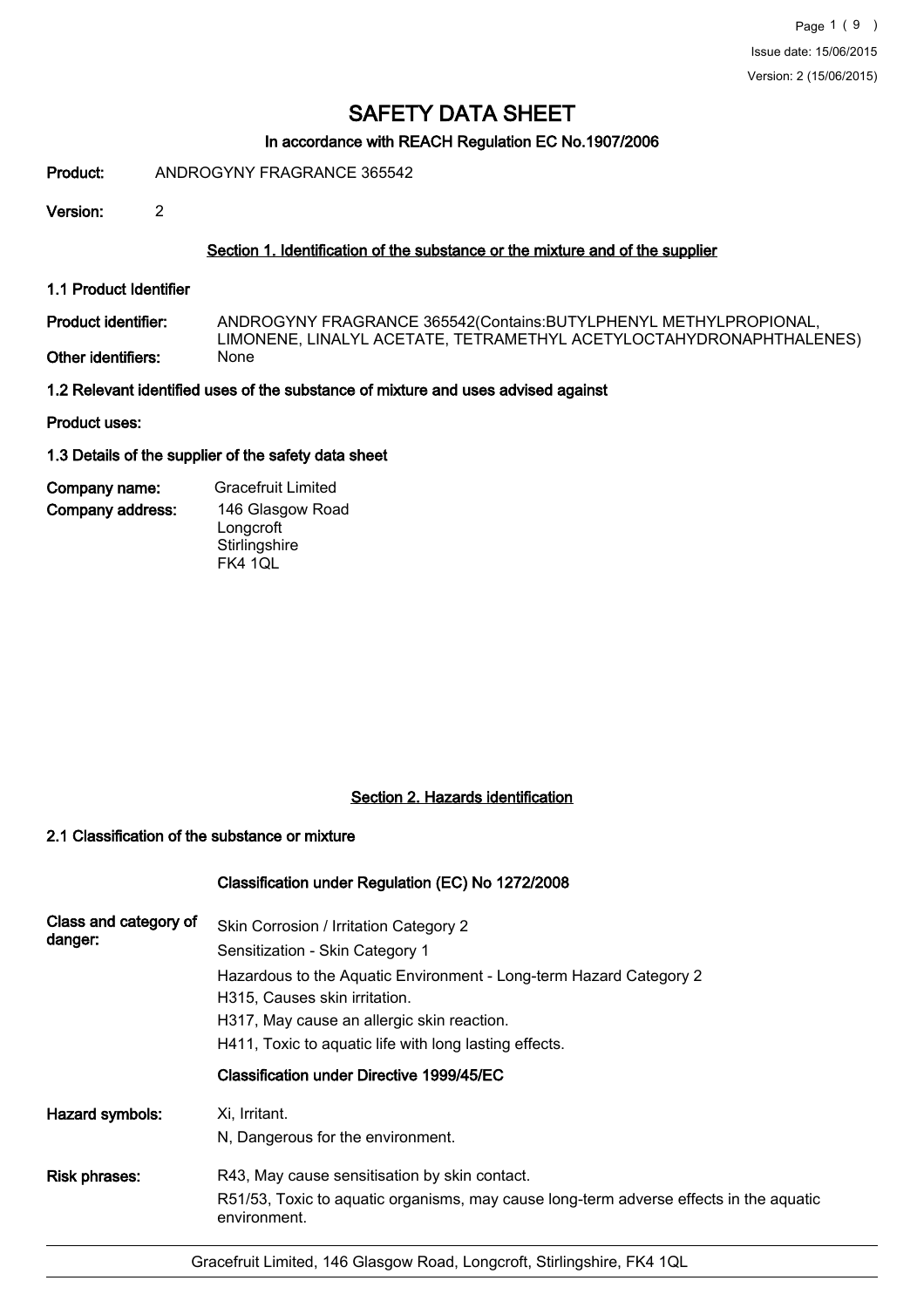# SAFETY DATA SHEET

## In accordance with REACH Regulation EC No.1907/2006

**Product:** ANDROGYNY FRAGRANCE 365542

**Version:** 2

### Section 1. Identification of the substance or the mixture and of the supplier

**1.1 Product Identifier**

**Product identifier:** ANDROGYNY FRAGRANCE 365542(Contains:BUTYLPHENYL METHYLPROPIONAL, LIMONENE, LINALYL ACETATE, TETRAMETHYL ACETYLOCTAHYDRONAPHTHALENES)

**Other identifiers:** None

**1.2 Relevant identified uses of the substance of mixture and uses advised against**

**Product uses:**

**1.3 Details of the supplier of the safety data sheet**

**Company name:** Gracefruit Limited

**Company address:** 146 Glasgow Road
Longcroft
Stirlingshire
FK4 1QL

### Section 2. Hazards identification

**2.1 Classification of the substance or mixture**

**Classification under Regulation (EC) No 1272/2008**

**Class and category of danger:**
Skin Corrosion / Irritation Category 2
Sensitization - Skin Category 1
Hazardous to the Aquatic Environment - Long-term Hazard Category 2
H315, Causes skin irritation.
H317, May cause an allergic skin reaction.
H411, Toxic to aquatic life with long lasting effects.

**Classification under Directive 1999/45/EC**

**Hazard symbols:**
Xi, Irritant.
N, Dangerous for the environment.

**Risk phrases:**
R43, May cause sensitisation by skin contact.
R51/53, Toxic to aquatic organisms, may cause long-term adverse effects in the aquatic environment.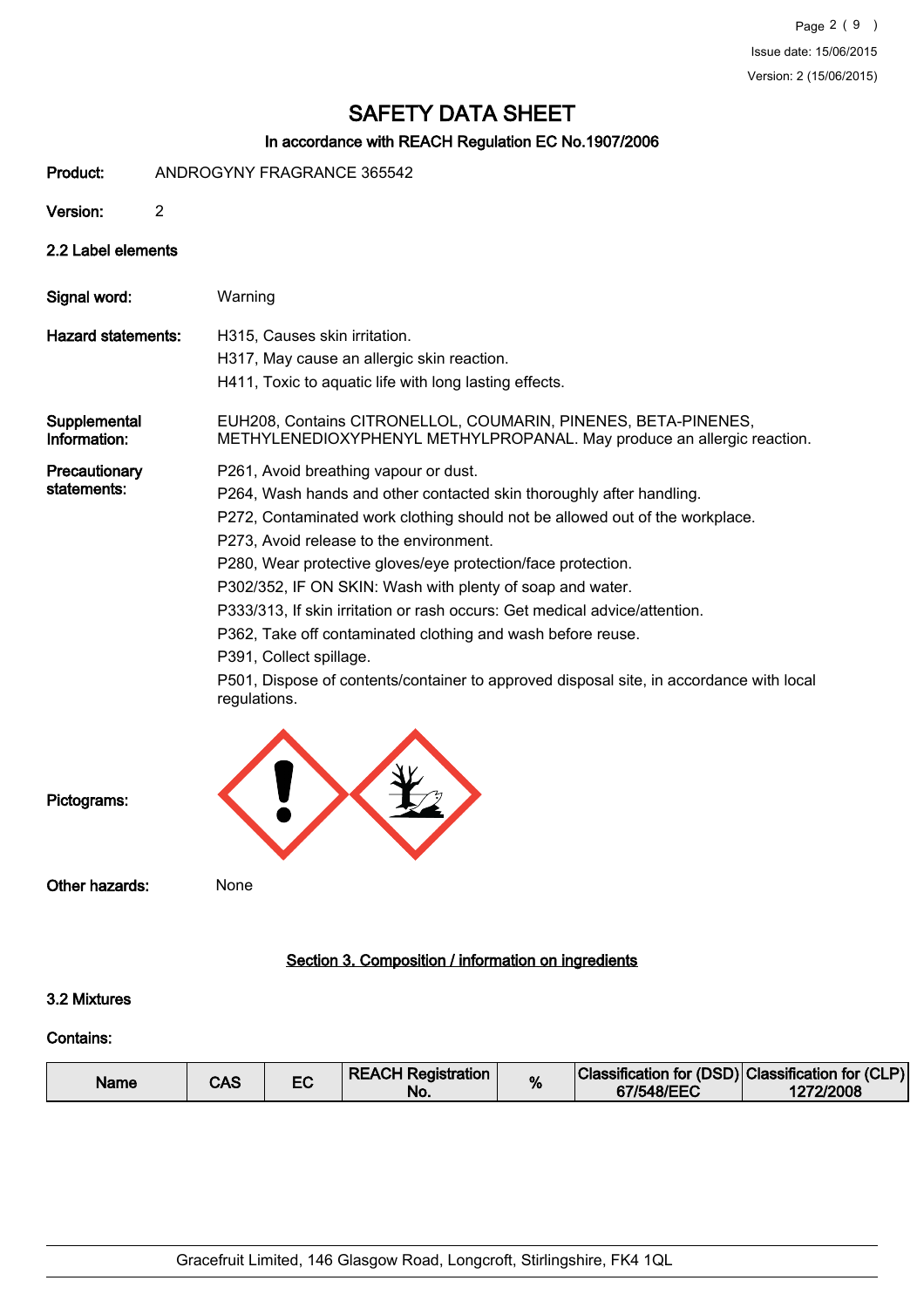# SAFETY DATA SHEET

**In accordance with REACH Regulation EC No.1907/2006**

**Product:** ANDROGYNY FRAGRANCE 365542

**Version:** 2

### 2.2 Label elements

**Signal word:** Warning

**Hazard statements:**
H315, Causes skin irritation.
H317, May cause an allergic skin reaction.
H411, Toxic to aquatic life with long lasting effects.

**Supplemental Information:** EUH208, Contains CITRONELLOL, COUMARIN, PINENES, BETA-PINENES, METHYLENEDIOXYPHENYL METHYLPROPANAL. May produce an allergic reaction.

**Precautionary statements:**
P261, Avoid breathing vapour or dust.
P264, Wash hands and other contacted skin thoroughly after handling.
P272, Contaminated work clothing should not be allowed out of the workplace.
P273, Avoid release to the environment.
P280, Wear protective gloves/eye protection/face protection.
P302/352, IF ON SKIN: Wash with plenty of soap and water.
P333/313, If skin irritation or rash occurs: Get medical advice/attention.
P362, Take off contaminated clothing and wash before reuse.
P391, Collect spillage.
P501, Dispose of contents/container to approved disposal site, in accordance with local regulations.

**Pictograms:**

**Other hazards:** None

## Section 3. Composition / information on ingredients

### 3.2 Mixtures

**Contains:**

| Name | CAS | EC | REACH Registration No. | % | Classification for (DSD) 67/548/EEC | Classification for (CLP) 1272/2008 |
|---|---|---|---|---|---|---|

Gracefruit Limited, 146 Glasgow Road, Longcroft, Stirlingshire, FK4 1QL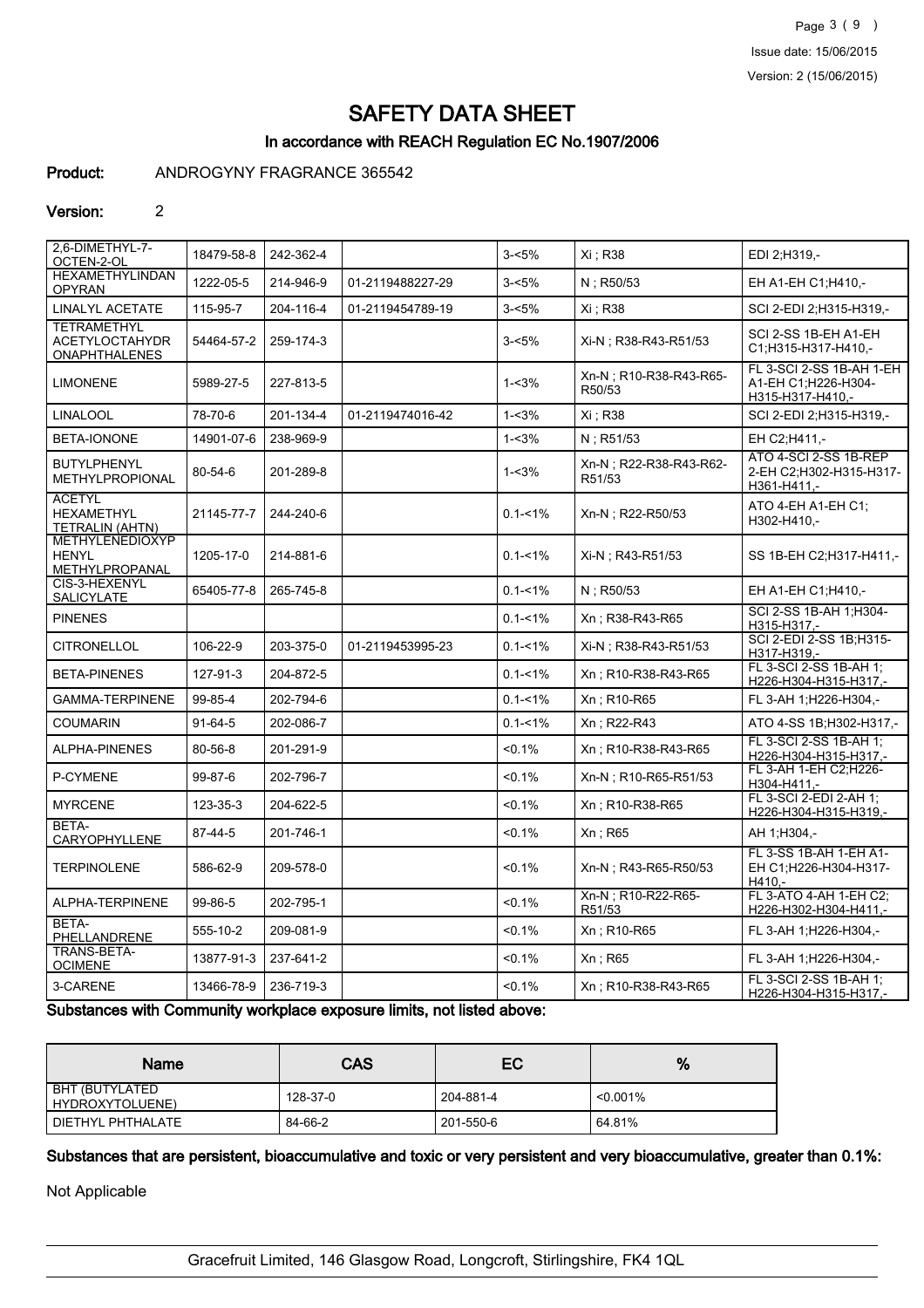# SAFETY DATA SHEET

## In accordance with REACH Regulation EC No.1907/2006

**Product:** ANDROGYNY FRAGRANCE 365542

**Version:** 2

| | | | | | | |
|---|---|---|---|---|---|---|
| 2,6-DIMETHYL-7-OCTEN-2-OL | 18479-58-8 | 242-362-4 | | 3-<5% | Xi ; R38 | EDI 2;H319,- |
| HEXAMETHYLINDANOPYRAN | 1222-05-5 | 214-946-9 | 01-2119488227-29 | 3-<5% | N ; R50/53 | EH A1-EH C1;H410,- |
| LINALYL ACETATE | 115-95-7 | 204-116-4 | 01-2119454789-19 | 3-<5% | Xi ; R38 | SCI 2-EDI 2;H315-H319,- |
| TETRAMETHYL ACETYLOCTAHYDRONAPHTHALENES | 54464-57-2 | 259-174-3 | | 3-<5% | Xi-N ; R38-R43-R51/53 | SCI 2-SS 1B-EH A1-EH C1;H315-H317-H410,- |
| LIMONENE | 5989-27-5 | 227-813-5 | | 1-<3% | Xn-N ; R10-R38-R43-R65-R50/53 | FL 3-SCI 2-SS 1B-AH 1-EH A1-EH C1;H226-H304-H315-H317-H410,- |
| LINALOOL | 78-70-6 | 201-134-4 | 01-2119474016-42 | 1-<3% | Xi ; R38 | SCI 2-EDI 2;H315-H319,- |
| BETA-IONONE | 14901-07-6 | 238-969-9 | | 1-<3% | N ; R51/53 | EH C2;H411,- |
| BUTYLPHENYL METHYLPROPIONAL | 80-54-6 | 201-289-8 | | 1-<3% | Xn-N ; R22-R38-R43-R62-R51/53 | ATO 4-SCI 2-SS 1B-REP 2-EH C2;H302-H315-H317-H361-H411,- |
| ACETYL HEXAMETHYL TETRALIN (AHTN) | 21145-77-7 | 244-240-6 | | 0.1-<1% | Xn-N ; R22-R50/53 | ATO 4-EH A1-EH C1; H302-H410,- |
| METHYLENEDIOXYPHENYL METHYLPROPANAL | 1205-17-0 | 214-881-6 | | 0.1-<1% | Xi-N ; R43-R51/53 | SS 1B-EH C2;H317-H411,- |
| CIS-3-HEXENYL SALICYLATE | 65405-77-8 | 265-745-8 | | 0.1-<1% | N ; R50/53 | EH A1-EH C1;H410,- |
| PINENES | | | | 0.1-<1% | Xn ; R38-R43-R65 | SCI 2-SS 1B-AH 1;H304-H315-H317,- |
| CITRONELLOL | 106-22-9 | 203-375-0 | 01-2119453995-23 | 0.1-<1% | Xi-N ; R38-R43-R51/53 | SCI 2-EDI 2-SS 1B;H315-H317-H319,- |
| BETA-PINENES | 127-91-3 | 204-872-5 | | 0.1-<1% | Xn ; R10-R38-R43-R65 | FL 3-SCI 2-SS 1B-AH 1;H226-H304-H315-H317,- |
| GAMMA-TERPINENE | 99-85-4 | 202-794-6 | | 0.1-<1% | Xn ; R10-R65 | FL 3-AH 1;H226-H304,- |
| COUMARIN | 91-64-5 | 202-086-7 | | 0.1-<1% | Xn ; R22-R43 | ATO 4-SS 1B;H302-H317,- |
| ALPHA-PINENES | 80-56-8 | 201-291-9 | | <0.1% | Xn ; R10-R38-R43-R65 | FL 3-SCI 2-SS 1B-AH 1;H226-H304-H315-H317,- |
| P-CYMENE | 99-87-6 | 202-796-7 | | <0.1% | Xn-N ; R10-R65-R51/53 | FL 3-AH 1-EH C2;H226-H304-H411,- |
| MYRCENE | 123-35-3 | 204-622-5 | | <0.1% | Xn ; R10-R38-R65 | FL 3-SCI 2-EDI 2-AH 1;H226-H304-H315-H319,- |
| BETA-CARYOPHYLLENE | 87-44-5 | 201-746-1 | | <0.1% | Xn ; R65 | AH 1;H304,- |
| TERPINOLENE | 586-62-9 | 209-578-0 | | <0.1% | Xn-N ; R43-R65-R50/53 | FL 3-SS 1B-AH 1-EH A1-EH C1;H226-H304-H317-H410,- |
| ALPHA-TERPINENE | 99-86-5 | 202-795-1 | | <0.1% | Xn-N ; R10-R22-R65-R51/53 | FL 3-ATO 4-AH 1-EH C2;H226-H302-H304-H411,- |
| BETA-PHELLANDRENE | 555-10-2 | 209-081-9 | | <0.1% | Xn ; R10-R65 | FL 3-AH 1;H226-H304,- |
| TRANS-BETA-OCIMENE | 13877-91-3 | 237-641-2 | | <0.1% | Xn ; R65 | FL 3-AH 1;H226-H304,- |
| 3-CARENE | 13466-78-9 | 236-719-3 | | <0.1% | Xn ; R10-R38-R43-R65 | FL 3-SCI 2-SS 1B-AH 1;H226-H304-H315-H317,- |

**Substances with Community workplace exposure limits, not listed above:**

| Name | CAS | EC | % |
|---|---|---|---|
| BHT (BUTYLATED HYDROXYTOLUENE) | 128-37-0 | 204-881-4 | <0.001% |
| DIETHYL PHTHALATE | 84-66-2 | 201-550-6 | 64.81% |

**Substances that are persistent, bioaccumulative and toxic or very persistent and very bioaccumulative, greater than 0.1%:**

Not Applicable

Gracefruit Limited, 146 Glasgow Road, Longcroft, Stirlingshire, FK4 1QL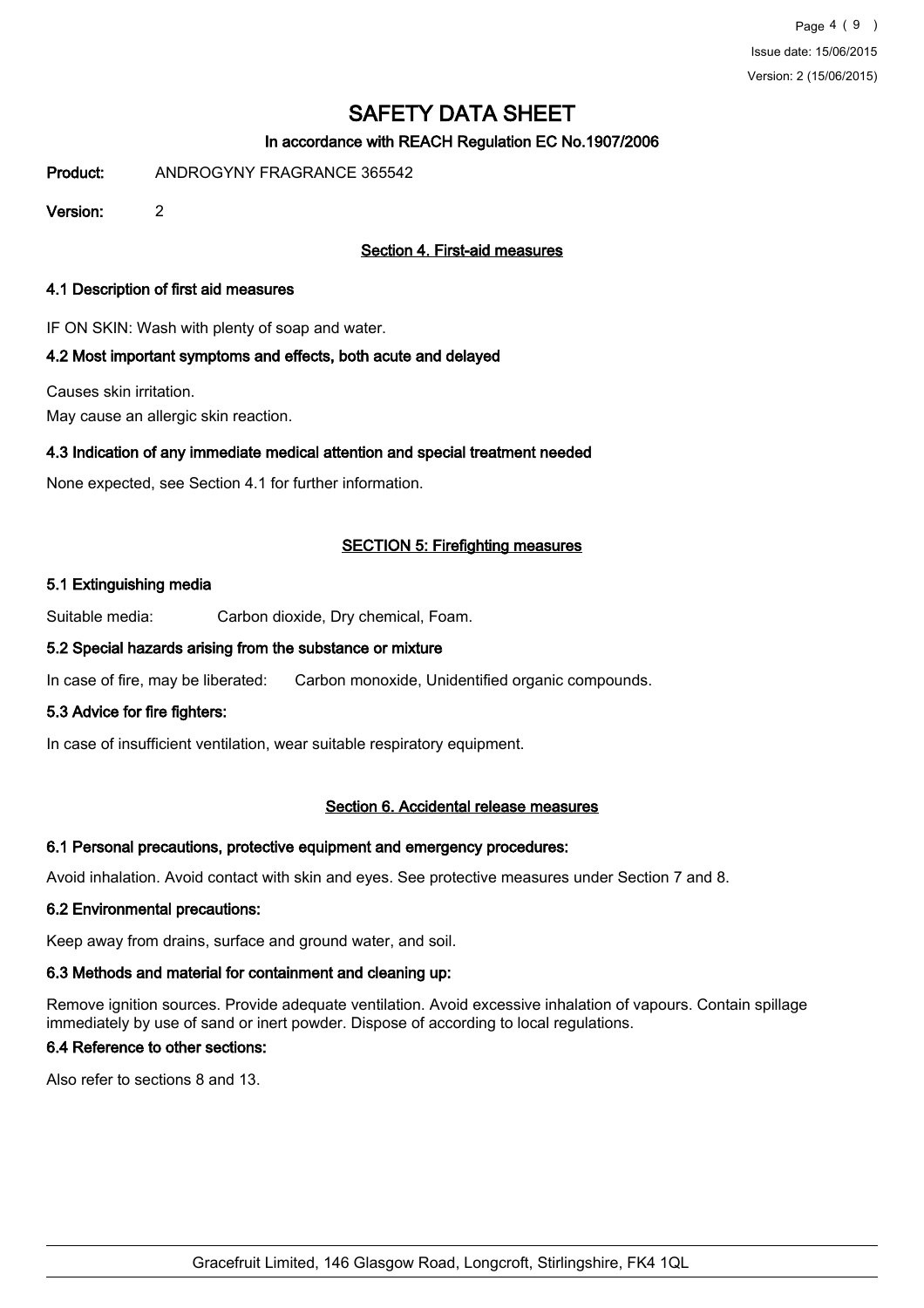# SAFETY DATA SHEET

### In accordance with REACH Regulation EC No.1907/2006

**Product:** ANDROGYNY FRAGRANCE 365542

**Version:** 2

## Section 4. First-aid measures

### 4.1 Description of first aid measures

IF ON SKIN: Wash with plenty of soap and water.

### 4.2 Most important symptoms and effects, both acute and delayed

Causes skin irritation.

May cause an allergic skin reaction.

### 4.3 Indication of any immediate medical attention and special treatment needed

None expected, see Section 4.1 for further information.

## SECTION 5: Firefighting measures

### 5.1 Extinguishing media

Suitable media: Carbon dioxide, Dry chemical, Foam.

### 5.2 Special hazards arising from the substance or mixture

In case of fire, may be liberated: Carbon monoxide, Unidentified organic compounds.

### 5.3 Advice for fire fighters:

In case of insufficient ventilation, wear suitable respiratory equipment.

## Section 6. Accidental release measures

### 6.1 Personal precautions, protective equipment and emergency procedures:

Avoid inhalation. Avoid contact with skin and eyes. See protective measures under Section 7 and 8.

### 6.2 Environmental precautions:

Keep away from drains, surface and ground water, and soil.

### 6.3 Methods and material for containment and cleaning up:

Remove ignition sources. Provide adequate ventilation. Avoid excessive inhalation of vapours. Contain spillage immediately by use of sand or inert powder. Dispose of according to local regulations.

### 6.4 Reference to other sections:

Also refer to sections 8 and 13.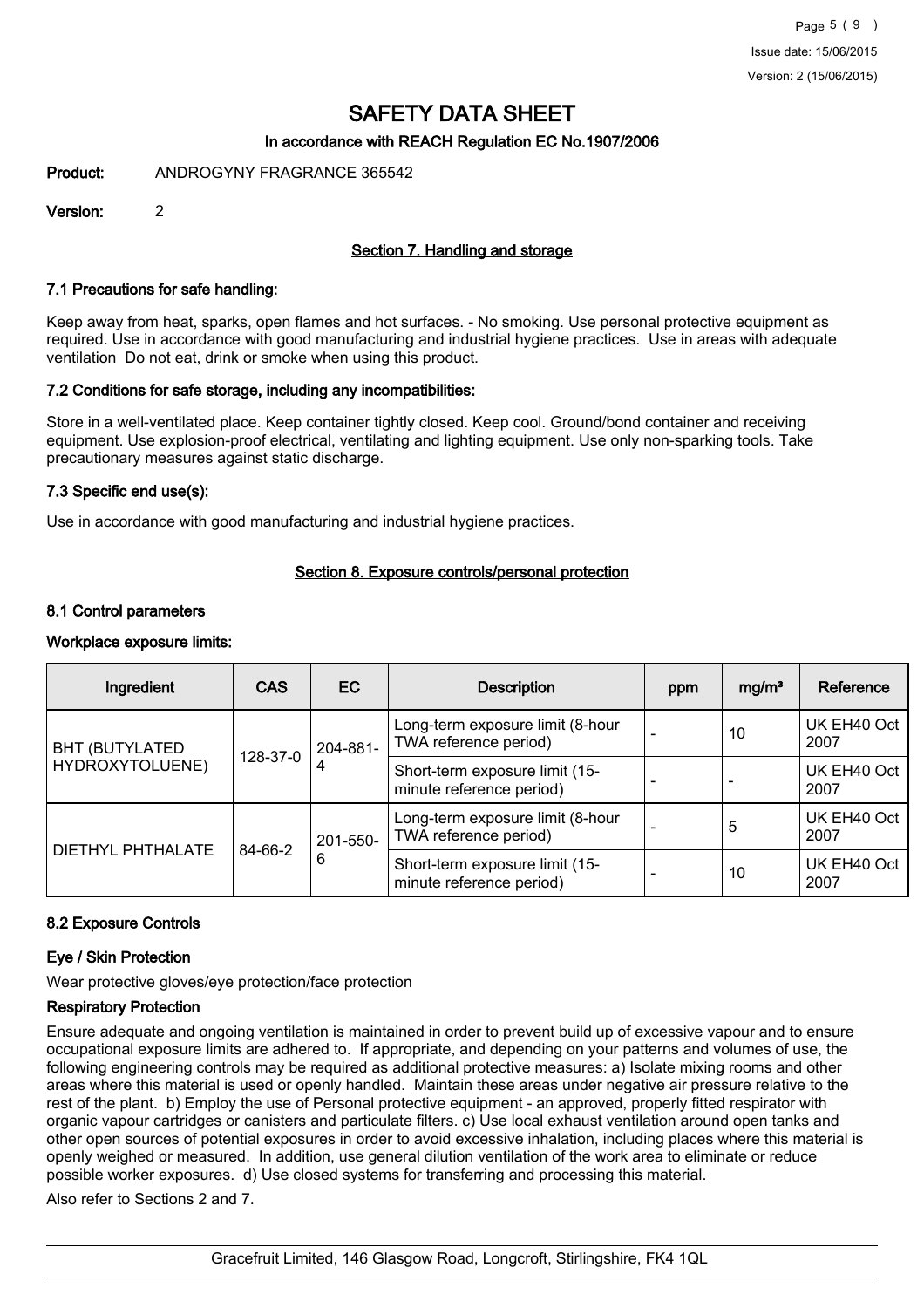# SAFETY DATA SHEET

**In accordance with REACH Regulation EC No.1907/2006**

**Product:** ANDROGYNY FRAGRANCE 365542

**Version:** 2

## Section 7. Handling and storage

### 7.1 Precautions for safe handling:

Keep away from heat, sparks, open flames and hot surfaces. - No smoking. Use personal protective equipment as required. Use in accordance with good manufacturing and industrial hygiene practices. Use in areas with adequate ventilation Do not eat, drink or smoke when using this product.

### 7.2 Conditions for safe storage, including any incompatibilities:

Store in a well-ventilated place. Keep container tightly closed. Keep cool. Ground/bond container and receiving equipment. Use explosion-proof electrical, ventilating and lighting equipment. Use only non-sparking tools. Take precautionary measures against static discharge.

### 7.3 Specific end use(s):

Use in accordance with good manufacturing and industrial hygiene practices.

## Section 8. Exposure controls/personal protection

### 8.1 Control parameters

**Workplace exposure limits:**

| Ingredient | CAS | EC | Description | ppm | mg/m³ | Reference |
|---|---|---|---|---|---|---|
| BHT (BUTYLATED HYDROXYTOLUENE) | 128-37-0 | 204-881-4 | Long-term exposure limit (8-hour TWA reference period) | - | 10 | UK EH40 Oct 2007 |
| | | | Short-term exposure limit (15-minute reference period) | - | - | UK EH40 Oct 2007 |
| DIETHYL PHTHALATE | 84-66-2 | 201-550-6 | Long-term exposure limit (8-hour TWA reference period) | - | 5 | UK EH40 Oct 2007 |
| | | | Short-term exposure limit (15-minute reference period) | - | 10 | UK EH40 Oct 2007 |

### 8.2 Exposure Controls

**Eye / Skin Protection**

Wear protective gloves/eye protection/face protection

**Respiratory Protection**

Ensure adequate and ongoing ventilation is maintained in order to prevent build up of excessive vapour and to ensure occupational exposure limits are adhered to. If appropriate, and depending on your patterns and volumes of use, the following engineering controls may be required as additional protective measures: a) Isolate mixing rooms and other areas where this material is used or openly handled. Maintain these areas under negative air pressure relative to the rest of the plant. b) Employ the use of Personal protective equipment - an approved, properly fitted respirator with organic vapour cartridges or canisters and particulate filters. c) Use local exhaust ventilation around open tanks and other open sources of potential exposures in order to avoid excessive inhalation, including places where this material is openly weighed or measured. In addition, use general dilution ventilation of the work area to eliminate or reduce possible worker exposures. d) Use closed systems for transferring and processing this material.

Also refer to Sections 2 and 7.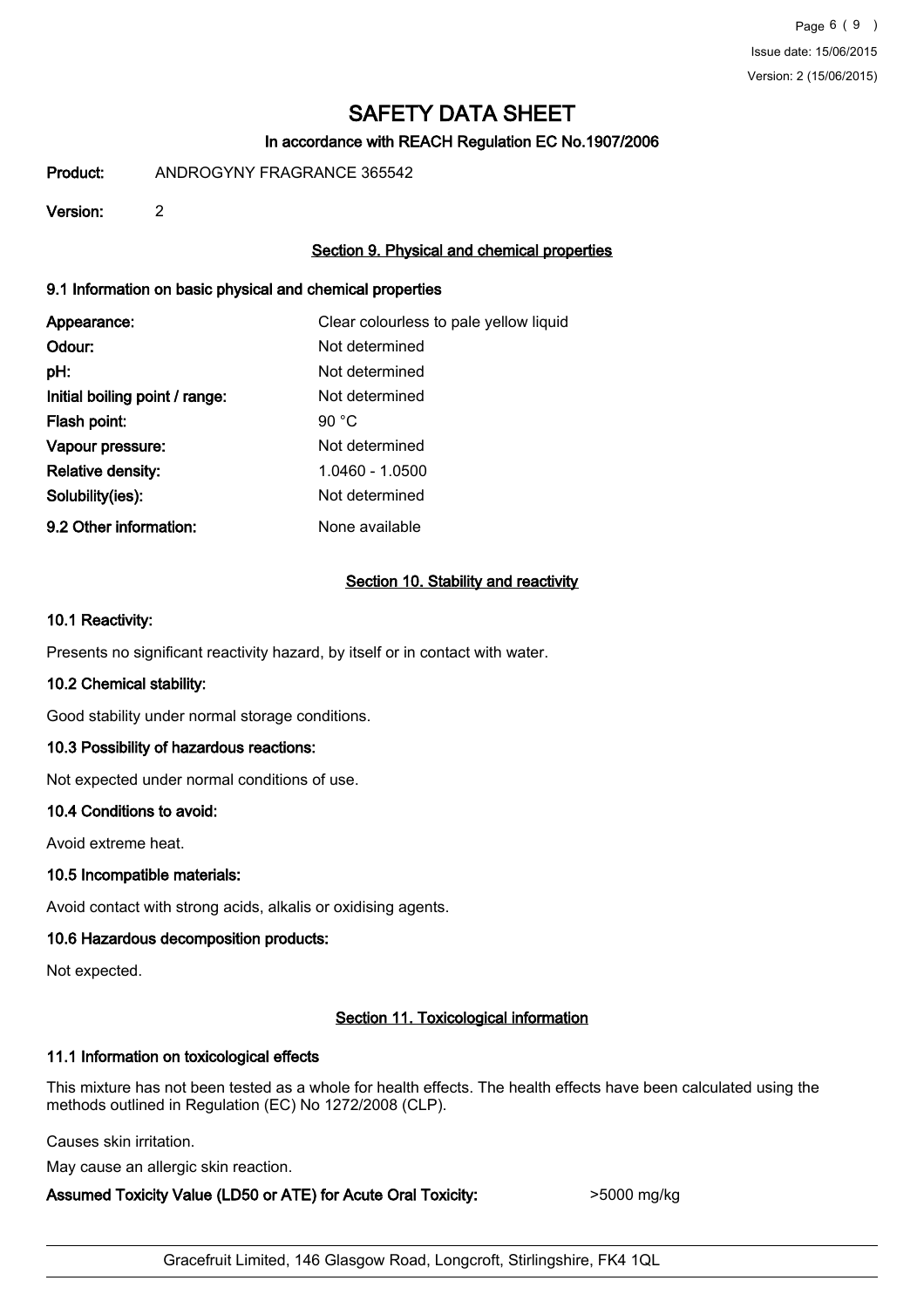# SAFETY DATA SHEET

## In accordance with REACH Regulation EC No.1907/2006

**Product:** ANDROGYNY FRAGRANCE 365542

**Version:** 2

### Section 9. Physical and chemical properties

#### 9.1 Information on basic physical and chemical properties

| | |
|---|---|
| **Appearance:** | Clear colourless to pale yellow liquid |
| **Odour:** | Not determined |
| **pH:** | Not determined |
| **Initial boiling point / range:** | Not determined |
| **Flash point:** | 90 °C |
| **Vapour pressure:** | Not determined |
| **Relative density:** | 1.0460 - 1.0500 |
| **Solubility(ies):** | Not determined |
| **9.2 Other information:** | None available |

### Section 10. Stability and reactivity

#### 10.1 Reactivity:

Presents no significant reactivity hazard, by itself or in contact with water.

#### 10.2 Chemical stability:

Good stability under normal storage conditions.

#### 10.3 Possibility of hazardous reactions:

Not expected under normal conditions of use.

#### 10.4 Conditions to avoid:

Avoid extreme heat.

#### 10.5 Incompatible materials:

Avoid contact with strong acids, alkalis or oxidising agents.

#### 10.6 Hazardous decomposition products:

Not expected.

### Section 11. Toxicological information

#### 11.1 Information on toxicological effects

This mixture has not been tested as a whole for health effects. The health effects have been calculated using the methods outlined in Regulation (EC) No 1272/2008 (CLP).

Causes skin irritation.

May cause an allergic skin reaction.

**Assumed Toxicity Value (LD50 or ATE) for Acute Oral Toxicity:** >5000 mg/kg

Gracefruit Limited, 146 Glasgow Road, Longcroft, Stirlingshire, FK4 1QL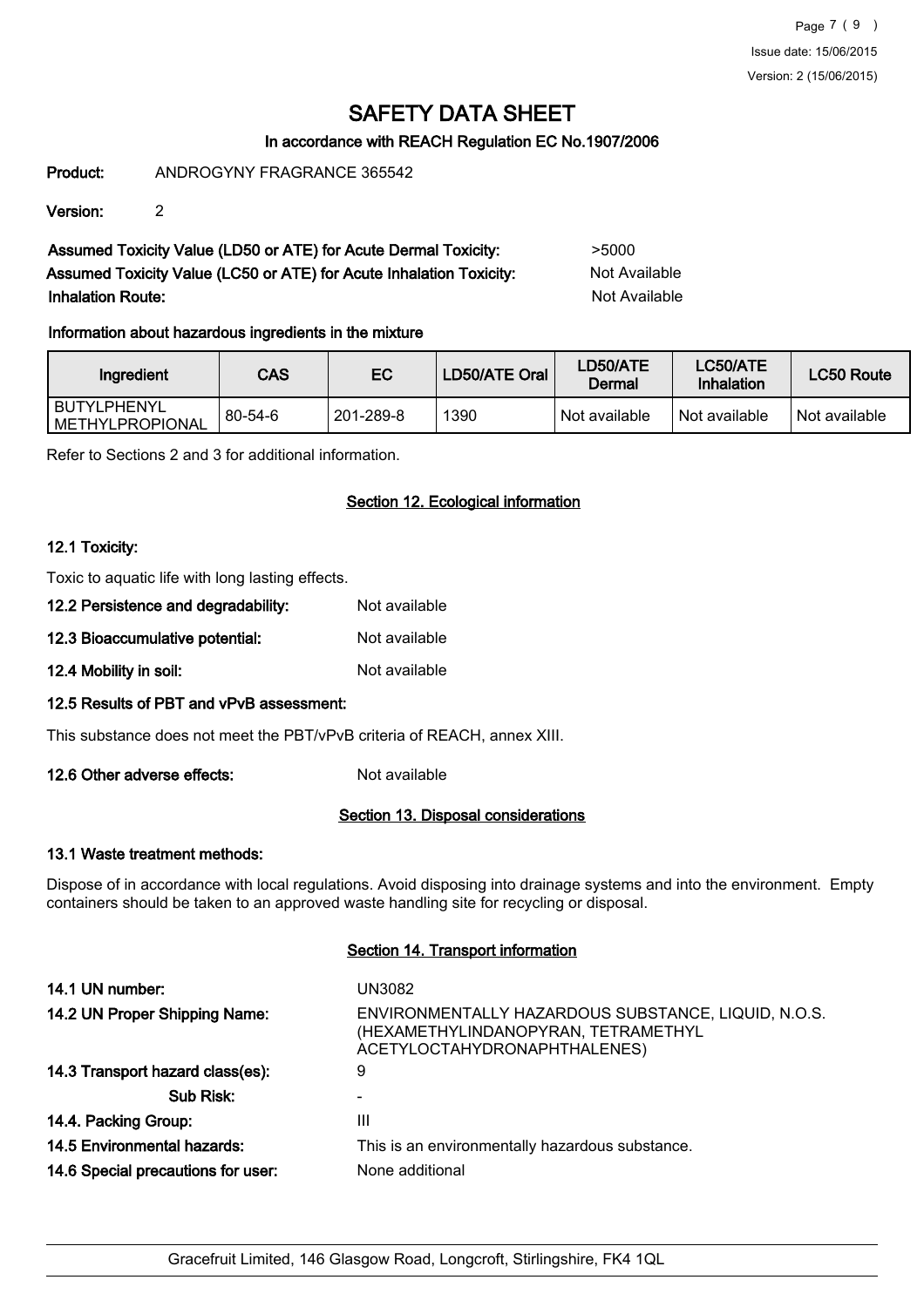# SAFETY DATA SHEET

## In accordance with REACH Regulation EC No.1907/2006

**Product:** ANDROGYNY FRAGRANCE 365542

**Version:** 2

**Assumed Toxicity Value (LD50 or ATE) for Acute Dermal Toxicity:** >5000

**Assumed Toxicity Value (LC50 or ATE) for Acute Inhalation Toxicity:** Not Available

**Inhalation Route:** Not Available

**Information about hazardous ingredients in the mixture**

| Ingredient | CAS | EC | LD50/ATE Oral | LD50/ATE Dermal | LC50/ATE Inhalation | LC50 Route |
|---|---|---|---|---|---|---|
| BUTYLPHENYL METHYLPROPIONAL | 80-54-6 | 201-289-8 | 1390 | Not available | Not available | Not available |

Refer to Sections 2 and 3 for additional information.

## Section 12. Ecological information

**12.1 Toxicity:**

Toxic to aquatic life with long lasting effects.

**12.2 Persistence and degradability:** Not available

**12.3 Bioaccumulative potential:** Not available

**12.4 Mobility in soil:** Not available

**12.5 Results of PBT and vPvB assessment:**

This substance does not meet the PBT/vPvB criteria of REACH, annex XIII.

**12.6 Other adverse effects:** Not available

## Section 13. Disposal considerations

**13.1 Waste treatment methods:**

Dispose of in accordance with local regulations. Avoid disposing into drainage systems and into the environment. Empty containers should be taken to an approved waste handling site for recycling or disposal.

## Section 14. Transport information

**14.1 UN number:** UN3082

**14.2 UN Proper Shipping Name:** ENVIRONMENTALLY HAZARDOUS SUBSTANCE, LIQUID, N.O.S. (HEXAMETHYLINDANOPYRAN, TETRAMETHYL ACETYLOCTAHYDRONAPHTHALENES)

**14.3 Transport hazard class(es):** 9

**Sub Risk:** -

**14.4. Packing Group:** III

**14.5 Environmental hazards:** This is an environmentally hazardous substance.

**14.6 Special precautions for user:** None additional

Gracefruit Limited, 146 Glasgow Road, Longcroft, Stirlingshire, FK4 1QL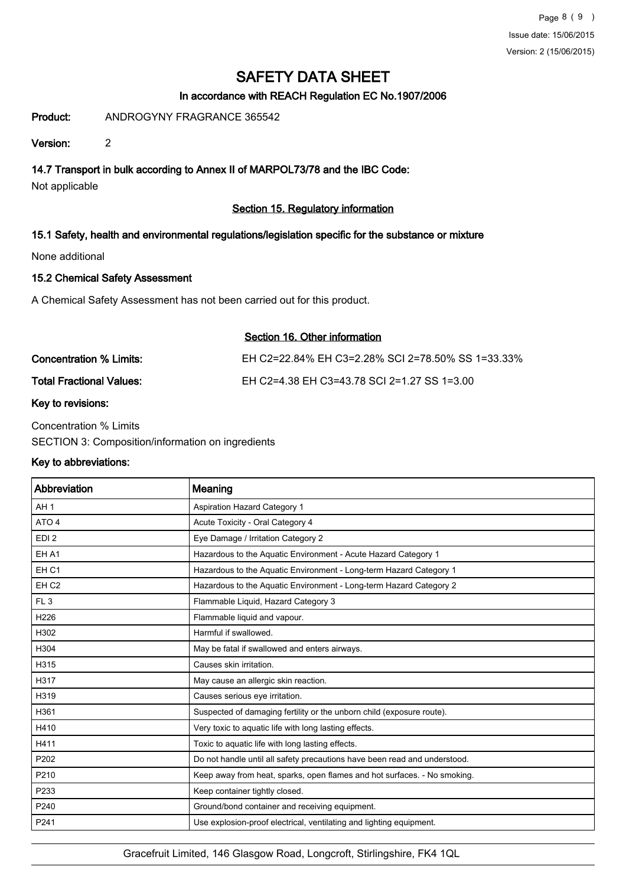# SAFETY DATA SHEET

### In accordance with REACH Regulation EC No.1907/2006

**Product:** ANDROGYNY FRAGRANCE 365542

**Version:** 2

### 14.7 Transport in bulk according to Annex II of MARPOL73/78 and the IBC Code:

Not applicable

## Section 15. Regulatory information

### 15.1 Safety, health and environmental regulations/legislation specific for the substance or mixture

None additional

### 15.2 Chemical Safety Assessment

A Chemical Safety Assessment has not been carried out for this product.

## Section 16. Other information

**Concentration % Limits:** EH C2=22.84% EH C3=2.28% SCI 2=78.50% SS 1=33.33%

**Total Fractional Values:** EH C2=4.38 EH C3=43.78 SCI 2=1.27 SS 1=3.00

### Key to revisions:

Concentration % Limits

SECTION 3: Composition/information on ingredients

### Key to abbreviations:

| Abbreviation | Meaning |
|---|---|
| AH 1 | Aspiration Hazard Category 1 |
| ATO 4 | Acute Toxicity - Oral Category 4 |
| EDI 2 | Eye Damage / Irritation Category 2 |
| EH A1 | Hazardous to the Aquatic Environment - Acute Hazard Category 1 |
| EH C1 | Hazardous to the Aquatic Environment - Long-term Hazard Category 1 |
| EH C2 | Hazardous to the Aquatic Environment - Long-term Hazard Category 2 |
| FL 3 | Flammable Liquid, Hazard Category 3 |
| H226 | Flammable liquid and vapour. |
| H302 | Harmful if swallowed. |
| H304 | May be fatal if swallowed and enters airways. |
| H315 | Causes skin irritation. |
| H317 | May cause an allergic skin reaction. |
| H319 | Causes serious eye irritation. |
| H361 | Suspected of damaging fertility or the unborn child (exposure route). |
| H410 | Very toxic to aquatic life with long lasting effects. |
| H411 | Toxic to aquatic life with long lasting effects. |
| P202 | Do not handle until all safety precautions have been read and understood. |
| P210 | Keep away from heat, sparks, open flames and hot surfaces. - No smoking. |
| P233 | Keep container tightly closed. |
| P240 | Ground/bond container and receiving equipment. |
| P241 | Use explosion-proof electrical, ventilating and lighting equipment. |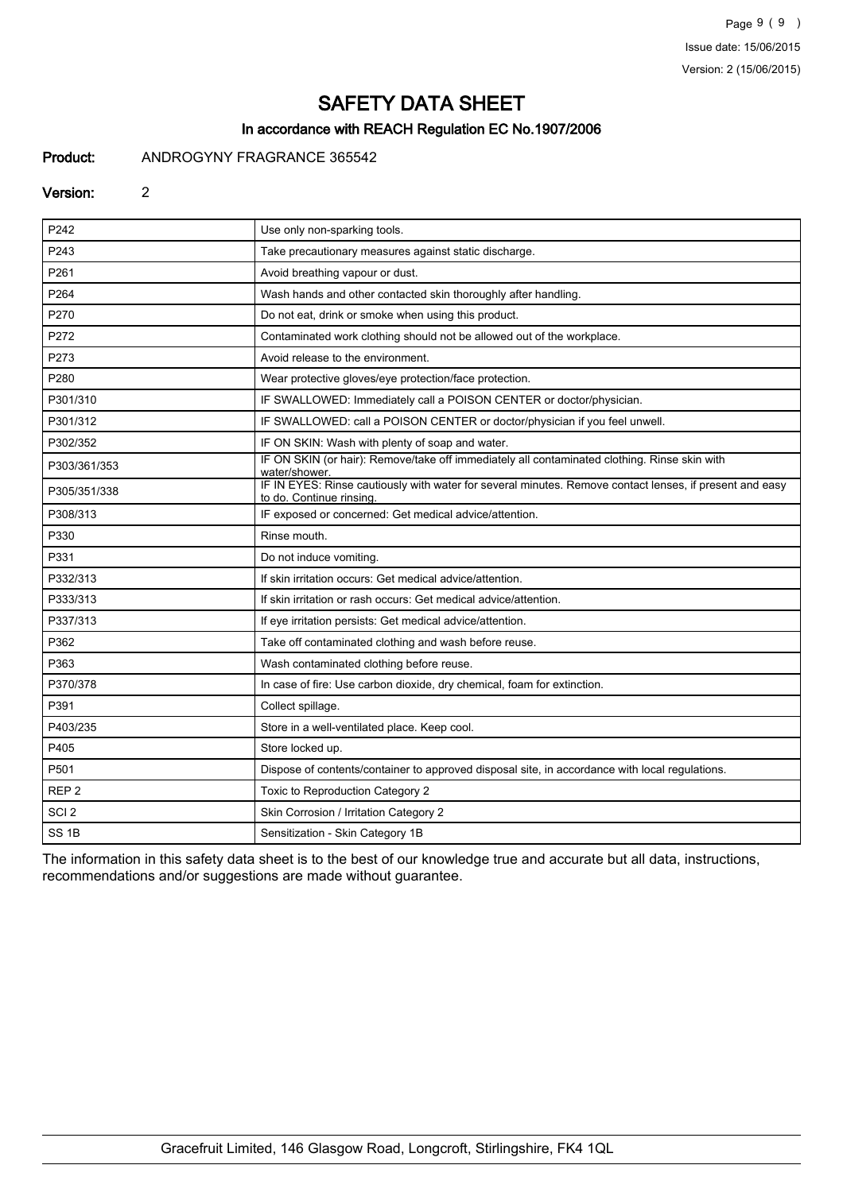# SAFETY DATA SHEET

## In accordance with REACH Regulation EC No.1907/2006

**Product:** ANDROGYNY FRAGRANCE 365542

**Version:** 2

| | |
|---|---|
| P242 | Use only non-sparking tools. |
| P243 | Take precautionary measures against static discharge. |
| P261 | Avoid breathing vapour or dust. |
| P264 | Wash hands and other contacted skin thoroughly after handling. |
| P270 | Do not eat, drink or smoke when using this product. |
| P272 | Contaminated work clothing should not be allowed out of the workplace. |
| P273 | Avoid release to the environment. |
| P280 | Wear protective gloves/eye protection/face protection. |
| P301/310 | IF SWALLOWED: Immediately call a POISON CENTER or doctor/physician. |
| P301/312 | IF SWALLOWED: call a POISON CENTER or doctor/physician if you feel unwell. |
| P302/352 | IF ON SKIN: Wash with plenty of soap and water. |
| P303/361/353 | IF ON SKIN (or hair): Remove/take off immediately all contaminated clothing. Rinse skin with water/shower. |
| P305/351/338 | IF IN EYES: Rinse cautiously with water for several minutes. Remove contact lenses, if present and easy to do. Continue rinsing. |
| P308/313 | IF exposed or concerned: Get medical advice/attention. |
| P330 | Rinse mouth. |
| P331 | Do not induce vomiting. |
| P332/313 | If skin irritation occurs: Get medical advice/attention. |
| P333/313 | If skin irritation or rash occurs: Get medical advice/attention. |
| P337/313 | If eye irritation persists: Get medical advice/attention. |
| P362 | Take off contaminated clothing and wash before reuse. |
| P363 | Wash contaminated clothing before reuse. |
| P370/378 | In case of fire: Use carbon dioxide, dry chemical, foam for extinction. |
| P391 | Collect spillage. |
| P403/235 | Store in a well-ventilated place. Keep cool. |
| P405 | Store locked up. |
| P501 | Dispose of contents/container to approved disposal site, in accordance with local regulations. |
| REP 2 | Toxic to Reproduction Category 2 |
| SCI 2 | Skin Corrosion / Irritation Category 2 |
| SS 1B | Sensitization - Skin Category 1B |

The information in this safety data sheet is to the best of our knowledge true and accurate but all data, instructions, recommendations and/or suggestions are made without guarantee.

Gracefruit Limited, 146 Glasgow Road, Longcroft, Stirlingshire, FK4 1QL